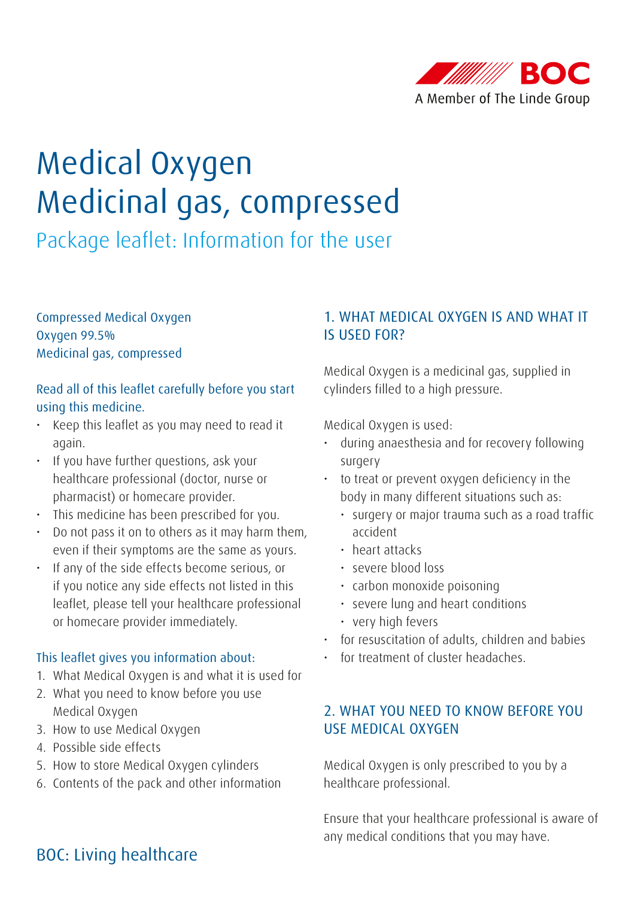BOC

A Member of The Linde Group

# Medical Oxygen
# Medicinal gas, compressed

## Package leaflet: Information for the user

Compressed Medical Oxygen
Oxygen 99.5%
Medicinal gas, compressed

**Read all of this leaflet carefully before you start using this medicine.**

- Keep this leaflet as you may need to read it again.
- If you have further questions, ask your healthcare professional (doctor, nurse or pharmacist) or homecare provider.
- This medicine has been prescribed for you.
- Do not pass it on to others as it may harm them, even if their symptoms are the same as yours.
- If any of the side effects become serious, or if you notice any side effects not listed in this leaflet, please tell your healthcare professional or homecare provider immediately.

**This leaflet gives you information about:**

1. What Medical Oxygen is and what it is used for
2. What you need to know before you use Medical Oxygen
3. How to use Medical Oxygen
4. Possible side effects
5. How to store Medical Oxygen cylinders
6. Contents of the pack and other information

## 1. WHAT MEDICAL OXYGEN IS AND WHAT IT IS USED FOR?

Medical Oxygen is a medicinal gas, supplied in cylinders filled to a high pressure.

Medical Oxygen is used:

- during anaesthesia and for recovery following surgery
- to treat or prevent oxygen deficiency in the body in many different situations such as:
  - surgery or major trauma such as a road traffic accident
  - heart attacks
  - severe blood loss
  - carbon monoxide poisoning
  - severe lung and heart conditions
  - very high fevers
- for resuscitation of adults, children and babies
- for treatment of cluster headaches.

## 2. WHAT YOU NEED TO KNOW BEFORE YOU USE MEDICAL OXYGEN

Medical Oxygen is only prescribed to you by a healthcare professional.

Ensure that your healthcare professional is aware of any medical conditions that you may have.

BOC: Living healthcare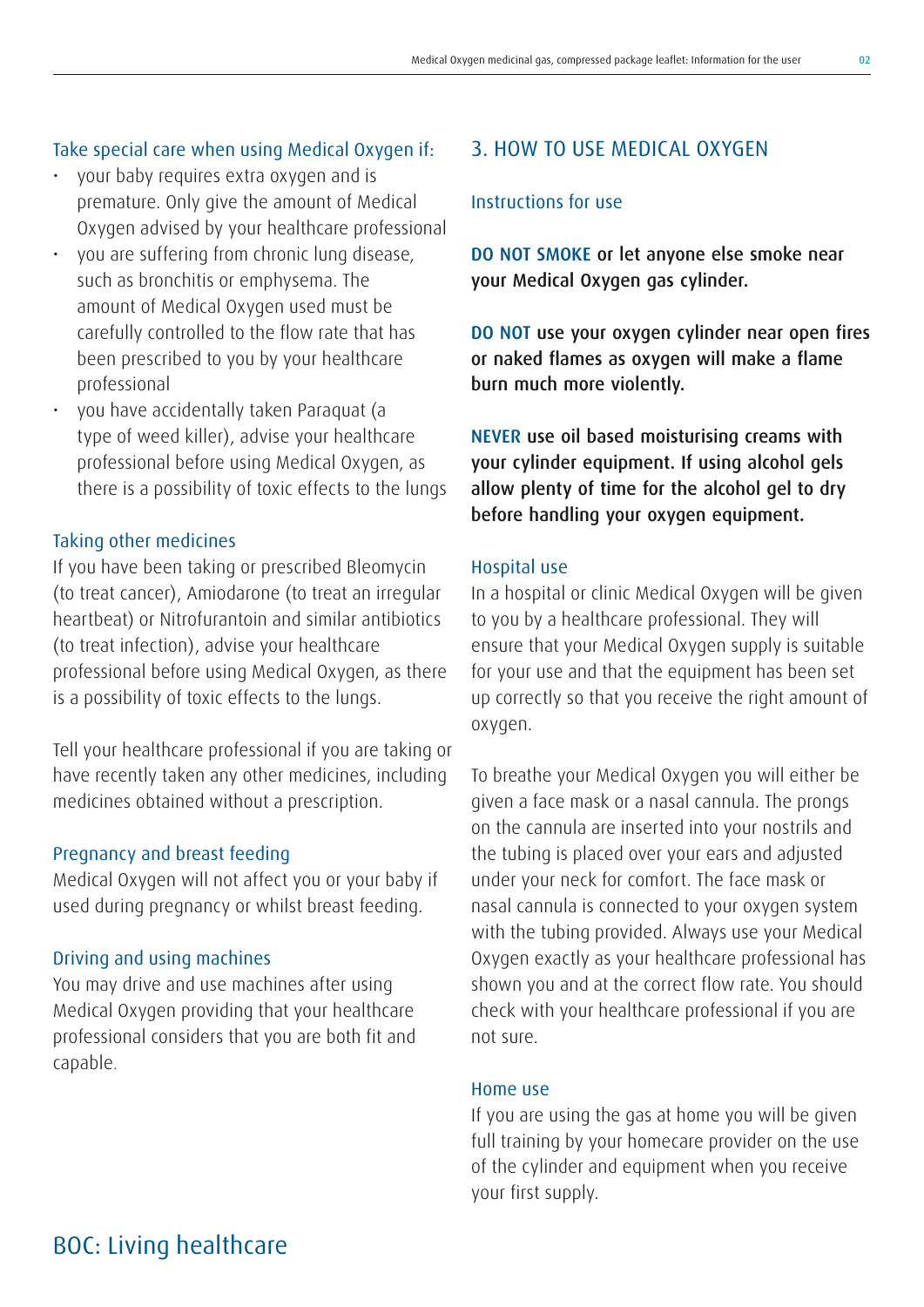### Take special care when using Medical Oxygen if:

- your baby requires extra oxygen and is premature. Only give the amount of Medical Oxygen advised by your healthcare professional
- you are suffering from chronic lung disease, such as bronchitis or emphysema. The amount of Medical Oxygen used must be carefully controlled to the flow rate that has been prescribed to you by your healthcare professional
- you have accidentally taken Paraquat (a type of weed killer), advise your healthcare professional before using Medical Oxygen, as there is a possibility of toxic effects to the lungs

### Taking other medicines

If you have been taking or prescribed Bleomycin (to treat cancer), Amiodarone (to treat an irregular heartbeat) or Nitrofurantoin and similar antibiotics (to treat infection), advise your healthcare professional before using Medical Oxygen, as there is a possibility of toxic effects to the lungs.

Tell your healthcare professional if you are taking or have recently taken any other medicines, including medicines obtained without a prescription.

### Pregnancy and breast feeding

Medical Oxygen will not affect you or your baby if used during pregnancy or whilst breast feeding.

### Driving and using machines

You may drive and use machines after using Medical Oxygen providing that your healthcare professional considers that you are both fit and capable.

## 3. HOW TO USE MEDICAL OXYGEN

### Instructions for use

**DO NOT SMOKE or let anyone else smoke near your Medical Oxygen gas cylinder.**

**DO NOT use your oxygen cylinder near open fires or naked flames as oxygen will make a flame burn much more violently.**

**NEVER use oil based moisturising creams with your cylinder equipment. If using alcohol gels allow plenty of time for the alcohol gel to dry before handling your oxygen equipment.**

### Hospital use

In a hospital or clinic Medical Oxygen will be given to you by a healthcare professional. They will ensure that your Medical Oxygen supply is suitable for your use and that the equipment has been set up correctly so that you receive the right amount of oxygen.

To breathe your Medical Oxygen you will either be given a face mask or a nasal cannula. The prongs on the cannula are inserted into your nostrils and the tubing is placed over your ears and adjusted under your neck for comfort. The face mask or nasal cannula is connected to your oxygen system with the tubing provided. Always use your Medical Oxygen exactly as your healthcare professional has shown you and at the correct flow rate. You should check with your healthcare professional if you are not sure.

### Home use

If you are using the gas at home you will be given full training by your homecare provider on the use of the cylinder and equipment when you receive your first supply.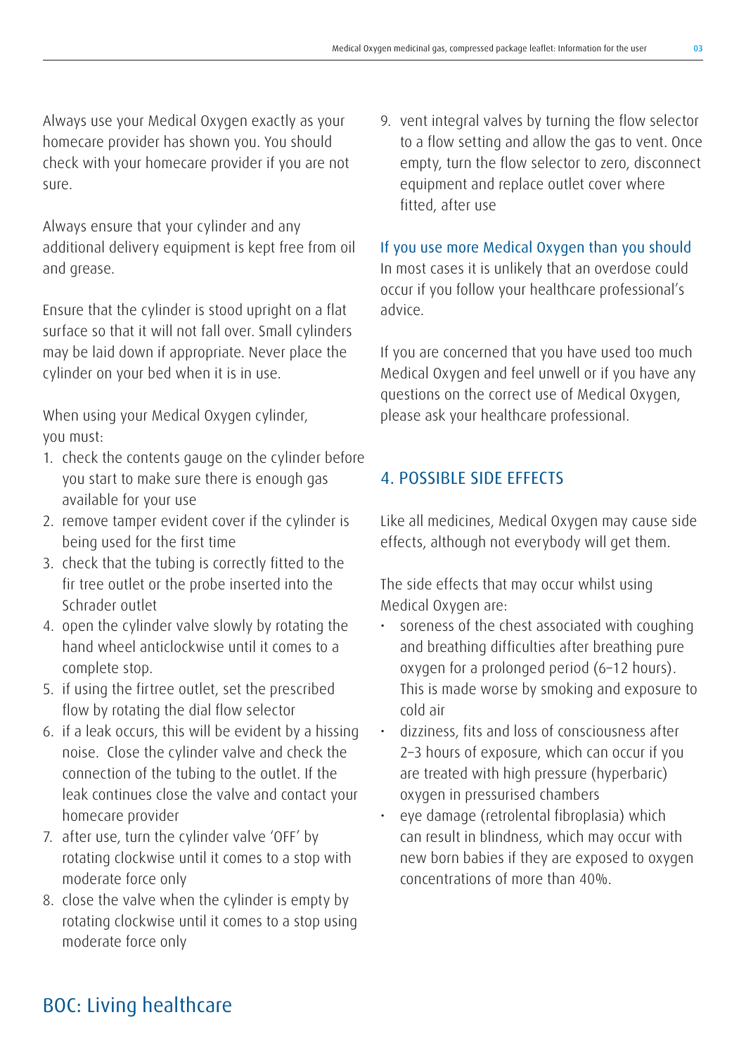Always use your Medical Oxygen exactly as your homecare provider has shown you. You should check with your homecare provider if you are not sure.

Always ensure that your cylinder and any additional delivery equipment is kept free from oil and grease.

Ensure that the cylinder is stood upright on a flat surface so that it will not fall over. Small cylinders may be laid down if appropriate. Never place the cylinder on your bed when it is in use.

When using your Medical Oxygen cylinder, you must:

1. check the contents gauge on the cylinder before you start to make sure there is enough gas available for your use
2. remove tamper evident cover if the cylinder is being used for the first time
3. check that the tubing is correctly fitted to the fir tree outlet or the probe inserted into the Schrader outlet
4. open the cylinder valve slowly by rotating the hand wheel anticlockwise until it comes to a complete stop.
5. if using the firtree outlet, set the prescribed flow by rotating the dial flow selector
6. if a leak occurs, this will be evident by a hissing noise. Close the cylinder valve and check the connection of the tubing to the outlet. If the leak continues close the valve and contact your homecare provider
7. after use, turn the cylinder valve 'OFF' by rotating clockwise until it comes to a stop with moderate force only
8. close the valve when the cylinder is empty by rotating clockwise until it comes to a stop using moderate force only
9. vent integral valves by turning the flow selector to a flow setting and allow the gas to vent. Once empty, turn the flow selector to zero, disconnect equipment and replace outlet cover where fitted, after use

### If you use more Medical Oxygen than you should

In most cases it is unlikely that an overdose could occur if you follow your healthcare professional's advice.

If you are concerned that you have used too much Medical Oxygen and feel unwell or if you have any questions on the correct use of Medical Oxygen, please ask your healthcare professional.

## 4. POSSIBLE SIDE EFFECTS

Like all medicines, Medical Oxygen may cause side effects, although not everybody will get them.

The side effects that may occur whilst using Medical Oxygen are:

- soreness of the chest associated with coughing and breathing difficulties after breathing pure oxygen for a prolonged period (6–12 hours). This is made worse by smoking and exposure to cold air
- dizziness, fits and loss of consciousness after 2–3 hours of exposure, which can occur if you are treated with high pressure (hyperbaric) oxygen in pressurised chambers
- eye damage (retrolental fibroplasia) which can result in blindness, which may occur with new born babies if they are exposed to oxygen concentrations of more than 40%.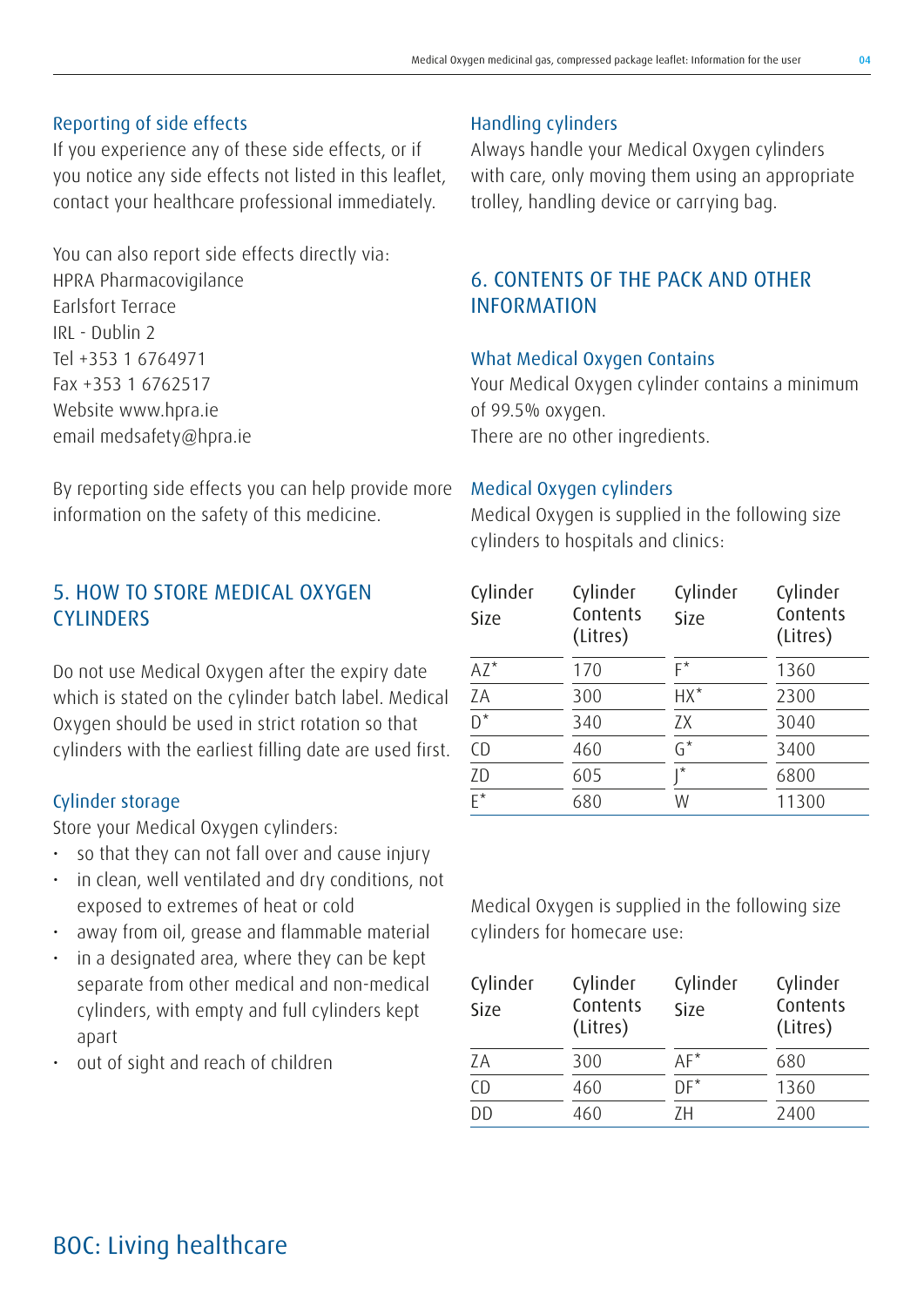### Reporting of side effects

If you experience any of these side effects, or if you notice any side effects not listed in this leaflet, contact your healthcare professional immediately.

You can also report side effects directly via:
HPRA Pharmacovigilance
Earlsfort Terrace
IRL - Dublin 2
Tel +353 1 6764971
Fax +353 1 6762517
Website www.hpra.ie
email medsafety@hpra.ie

By reporting side effects you can help provide more information on the safety of this medicine.

## 5. HOW TO STORE MEDICAL OXYGEN CYLINDERS

Do not use Medical Oxygen after the expiry date which is stated on the cylinder batch label. Medical Oxygen should be used in strict rotation so that cylinders with the earliest filling date are used first.

### Cylinder storage

Store your Medical Oxygen cylinders:

- so that they can not fall over and cause injury
- in clean, well ventilated and dry conditions, not exposed to extremes of heat or cold
- away from oil, grease and flammable material
- in a designated area, where they can be kept separate from other medical and non-medical cylinders, with empty and full cylinders kept apart
- out of sight and reach of children

### Handling cylinders

Always handle your Medical Oxygen cylinders with care, only moving them using an appropriate trolley, handling device or carrying bag.

## 6. CONTENTS OF THE PACK AND OTHER INFORMATION

### What Medical Oxygen Contains

Your Medical Oxygen cylinder contains a minimum of 99.5% oxygen.
There are no other ingredients.

### Medical Oxygen cylinders

Medical Oxygen is supplied in the following size cylinders to hospitals and clinics:

| Cylinder Size | Cylinder Contents (Litres) | Cylinder Size | Cylinder Contents (Litres) |
|---|---|---|---|
| AZ* | 170 | F* | 1360 |
| ZA | 300 | HX* | 2300 |
| D* | 340 | ZX | 3040 |
| CD | 460 | G* | 3400 |
| ZD | 605 | J* | 6800 |
| E* | 680 | W | 11300 |

Medical Oxygen is supplied in the following size cylinders for homecare use:

| Cylinder Size | Cylinder Contents (Litres) | Cylinder Size | Cylinder Contents (Litres) |
|---|---|---|---|
| ZA | 300 | AF* | 680 |
| CD | 460 | DF* | 1360 |
| DD | 460 | ZH | 2400 |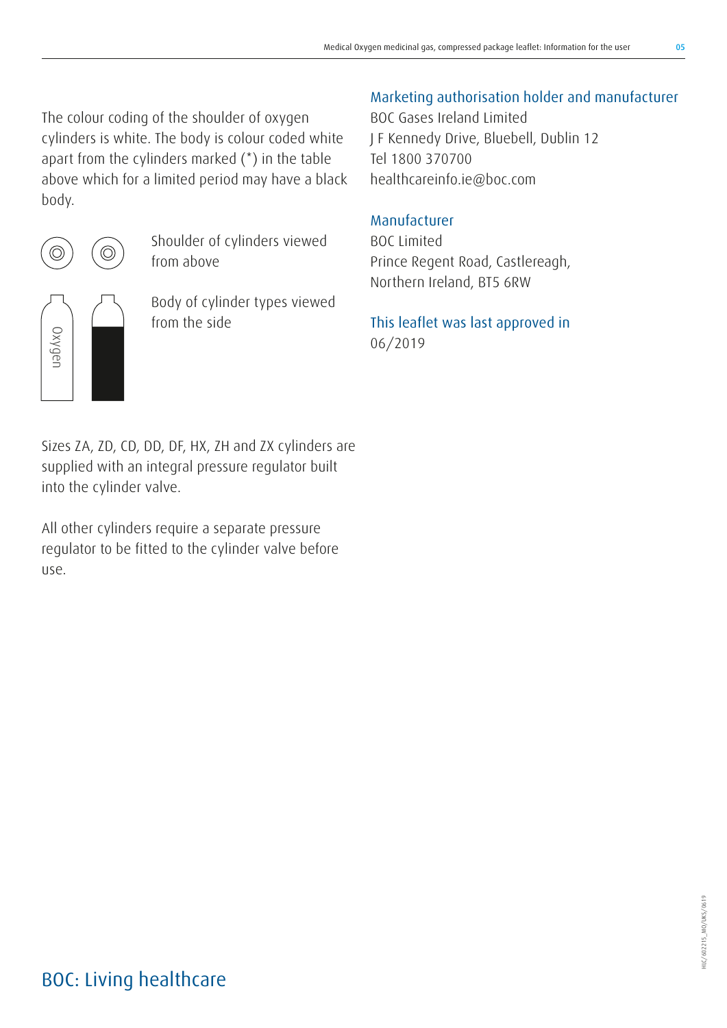The colour coding of the shoulder of oxygen cylinders is white. The body is colour coded white apart from the cylinders marked (*) in the table above which for a limited period may have a black body.

Shoulder of cylinders viewed from above

Oxygen

Body of cylinder types viewed from the side

Sizes ZA, ZD, CD, DD, DF, HX, ZH and ZX cylinders are supplied with an integral pressure regulator built into the cylinder valve.

All other cylinders require a separate pressure regulator to be fitted to the cylinder valve before use.

## Marketing authorisation holder and manufacturer

BOC Gases Ireland Limited
J F Kennedy Drive, Bluebell, Dublin 12
Tel 1800 370700
healthcareinfo.ie@boc.com

## Manufacturer

BOC Limited
Prince Regent Road, Castlereagh,
Northern Ireland, BT5 6RW

## This leaflet was last approved in

06/2019

HLC/602215_MO/UKS/0619

BOC: Living healthcare